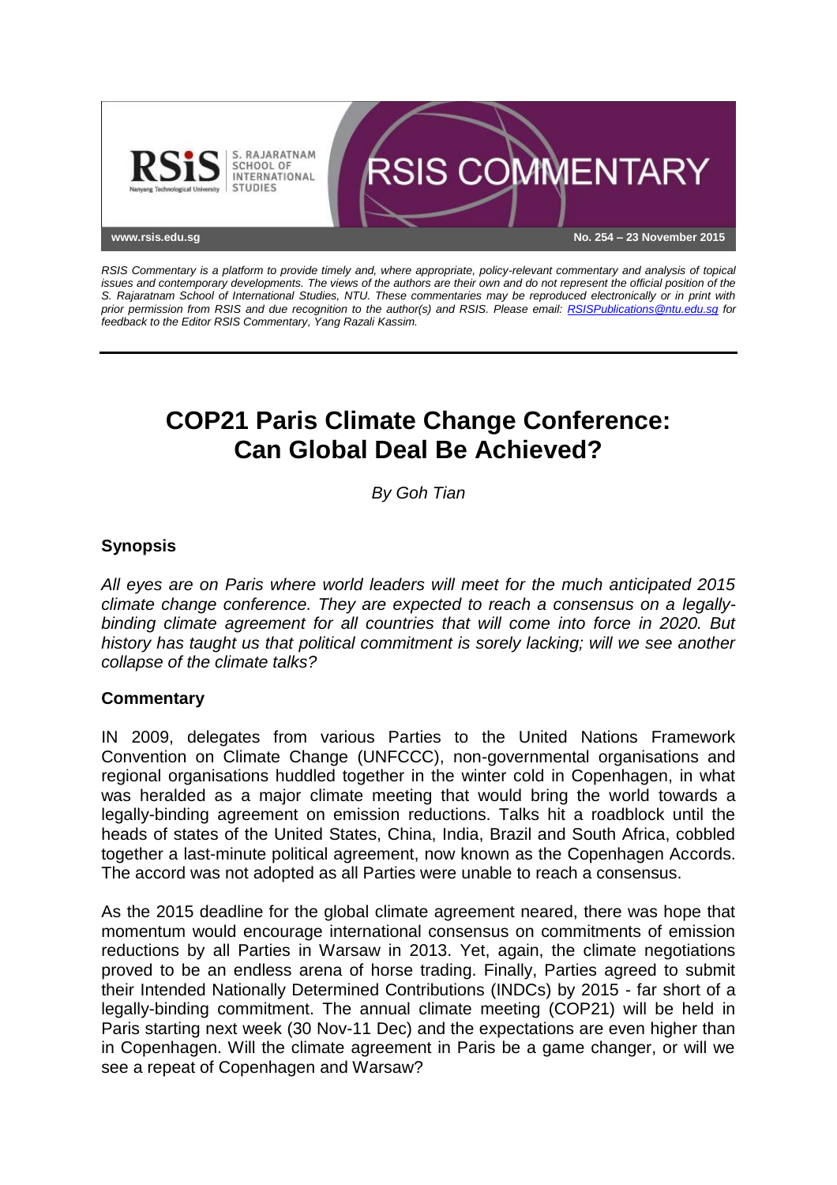RSIS Commentary is a platform to provide timely and, where appropriate, policy-relevant commentary and analysis of topical issues and contemporary developments. The views of the authors are their own and do not represent the official position of the S. Rajaratnam School of International Studies, NTU. These commentaries may be reproduced electronically or in print with prior permission from RSIS and due recognition to the author(s) and RSIS. Please email: RSISPublications@ntu.edu.sg for feedback to the Editor RSIS Commentary, Yang Razali Kassim.

No. 254 – 23 November 2015

# COP21 Paris Climate Change Conference: Can Global Deal Be Achieved?

*By Goh Tian*

## Synopsis

*All eyes are on Paris where world leaders will meet for the much anticipated 2015 climate change conference. They are expected to reach a consensus on a legally-binding climate agreement for all countries that will come into force in 2020. But history has taught us that political commitment is sorely lacking; will we see another collapse of the climate talks?*

## Commentary

IN 2009, delegates from various Parties to the United Nations Framework Convention on Climate Change (UNFCCC), non-governmental organisations and regional organisations huddled together in the winter cold in Copenhagen, in what was heralded as a major climate meeting that would bring the world towards a legally-binding agreement on emission reductions. Talks hit a roadblock until the heads of states of the United States, China, India, Brazil and South Africa, cobbled together a last-minute political agreement, now known as the Copenhagen Accords. The accord was not adopted as all Parties were unable to reach a consensus.

As the 2015 deadline for the global climate agreement neared, there was hope that momentum would encourage international consensus on commitments of emission reductions by all Parties in Warsaw in 2013. Yet, again, the climate negotiations proved to be an endless arena of horse trading. Finally, Parties agreed to submit their Intended Nationally Determined Contributions (INDCs) by 2015 - far short of a legally-binding commitment. The annual climate meeting (COP21) will be held in Paris starting next week (30 Nov-11 Dec) and the expectations are even higher than in Copenhagen. Will the climate agreement in Paris be a game changer, or will we see a repeat of Copenhagen and Warsaw?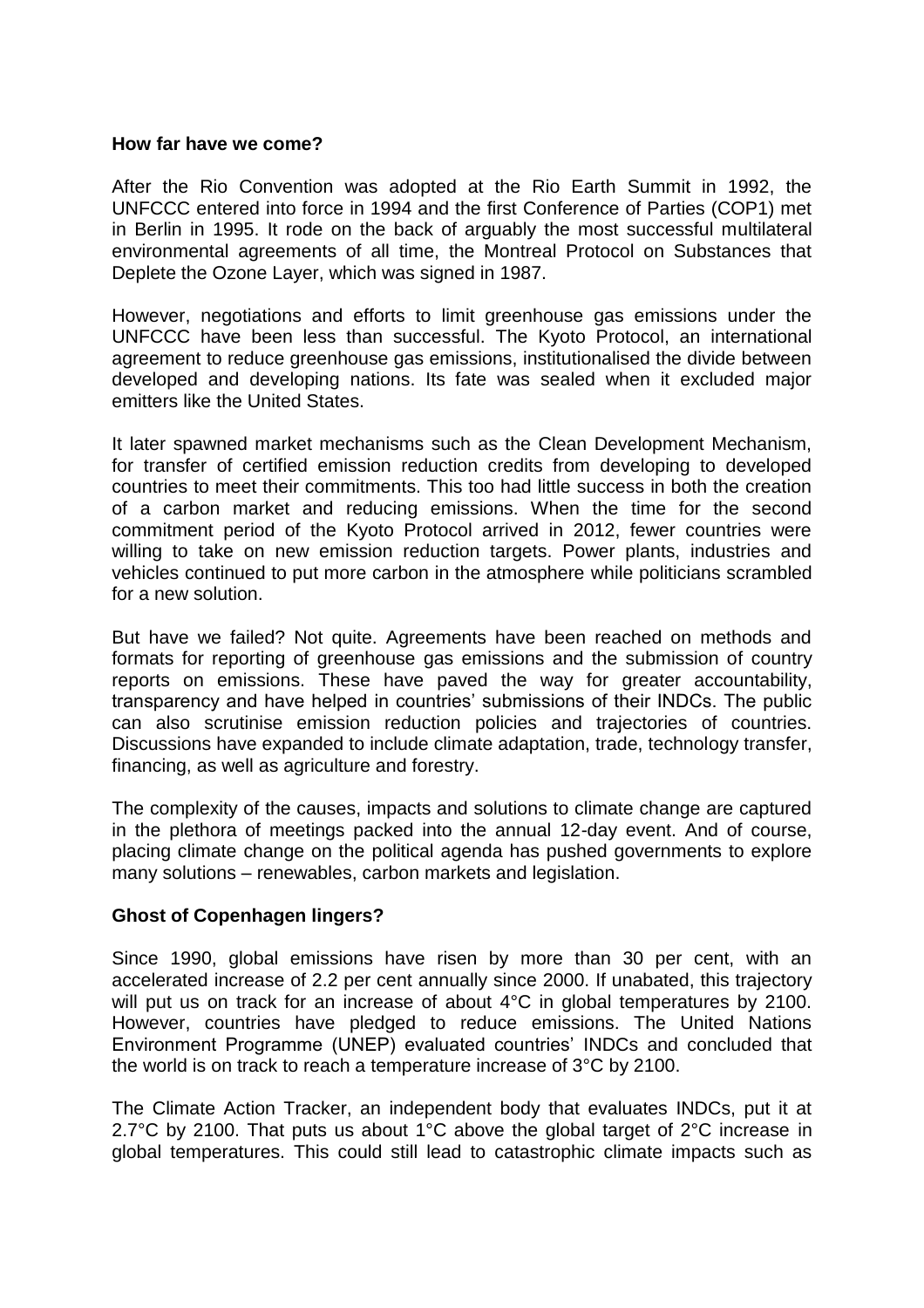**How far have we come?**

After the Rio Convention was adopted at the Rio Earth Summit in 1992, the UNFCCC entered into force in 1994 and the first Conference of Parties (COP1) met in Berlin in 1995. It rode on the back of arguably the most successful multilateral environmental agreements of all time, the Montreal Protocol on Substances that Deplete the Ozone Layer, which was signed in 1987.

However, negotiations and efforts to limit greenhouse gas emissions under the UNFCCC have been less than successful. The Kyoto Protocol, an international agreement to reduce greenhouse gas emissions, institutionalised the divide between developed and developing nations. Its fate was sealed when it excluded major emitters like the United States.

It later spawned market mechanisms such as the Clean Development Mechanism, for transfer of certified emission reduction credits from developing to developed countries to meet their commitments. This too had little success in both the creation of a carbon market and reducing emissions. When the time for the second commitment period of the Kyoto Protocol arrived in 2012, fewer countries were willing to take on new emission reduction targets. Power plants, industries and vehicles continued to put more carbon in the atmosphere while politicians scrambled for a new solution.

But have we failed? Not quite. Agreements have been reached on methods and formats for reporting of greenhouse gas emissions and the submission of country reports on emissions. These have paved the way for greater accountability, transparency and have helped in countries' submissions of their INDCs. The public can also scrutinise emission reduction policies and trajectories of countries. Discussions have expanded to include climate adaptation, trade, technology transfer, financing, as well as agriculture and forestry.

The complexity of the causes, impacts and solutions to climate change are captured in the plethora of meetings packed into the annual 12-day event. And of course, placing climate change on the political agenda has pushed governments to explore many solutions – renewables, carbon markets and legislation.

**Ghost of Copenhagen lingers?**

Since 1990, global emissions have risen by more than 30 per cent, with an accelerated increase of 2.2 per cent annually since 2000. If unabated, this trajectory will put us on track for an increase of about 4°C in global temperatures by 2100. However, countries have pledged to reduce emissions. The United Nations Environment Programme (UNEP) evaluated countries' INDCs and concluded that the world is on track to reach a temperature increase of 3°C by 2100.

The Climate Action Tracker, an independent body that evaluates INDCs, put it at 2.7°C by 2100. That puts us about 1°C above the global target of 2°C increase in global temperatures. This could still lead to catastrophic climate impacts such as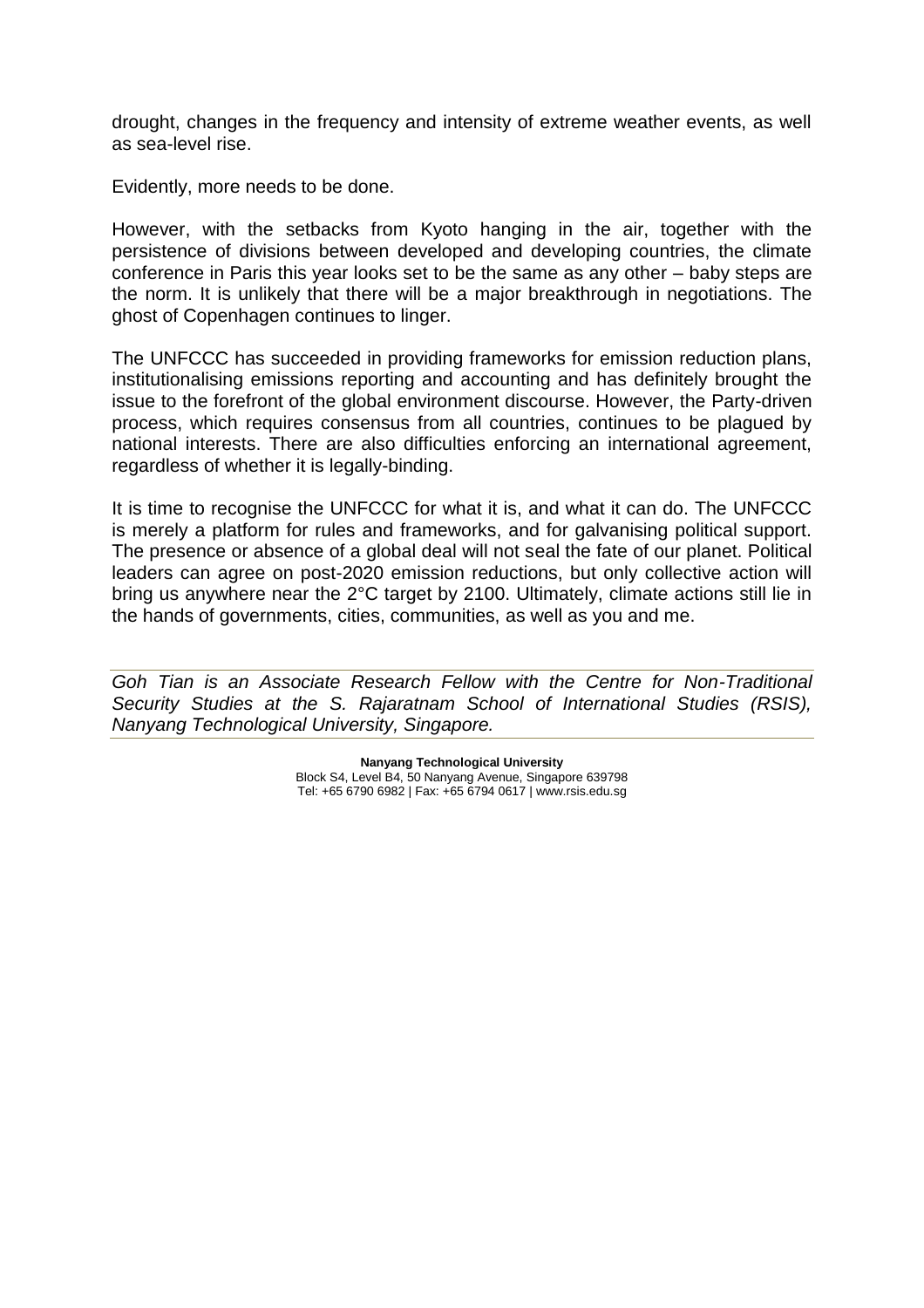drought, changes in the frequency and intensity of extreme weather events, as well as sea-level rise.

Evidently, more needs to be done.

However, with the setbacks from Kyoto hanging in the air, together with the persistence of divisions between developed and developing countries, the climate conference in Paris this year looks set to be the same as any other – baby steps are the norm. It is unlikely that there will be a major breakthrough in negotiations. The ghost of Copenhagen continues to linger.

The UNFCCC has succeeded in providing frameworks for emission reduction plans, institutionalising emissions reporting and accounting and has definitely brought the issue to the forefront of the global environment discourse. However, the Party-driven process, which requires consensus from all countries, continues to be plagued by national interests. There are also difficulties enforcing an international agreement, regardless of whether it is legally-binding.

It is time to recognise the UNFCCC for what it is, and what it can do. The UNFCCC is merely a platform for rules and frameworks, and for galvanising political support. The presence or absence of a global deal will not seal the fate of our planet. Political leaders can agree on post-2020 emission reductions, but only collective action will bring us anywhere near the 2°C target by 2100. Ultimately, climate actions still lie in the hands of governments, cities, communities, as well as you and me.

*Goh Tian is an Associate Research Fellow with the Centre for Non-Traditional Security Studies at the S. Rajaratnam School of International Studies (RSIS), Nanyang Technological University, Singapore.*

**Nanyang Technological University**
Block S4, Level B4, 50 Nanyang Avenue, Singapore 639798
Tel: +65 6790 6982 | Fax: +65 6794 0617 | www.rsis.edu.sg